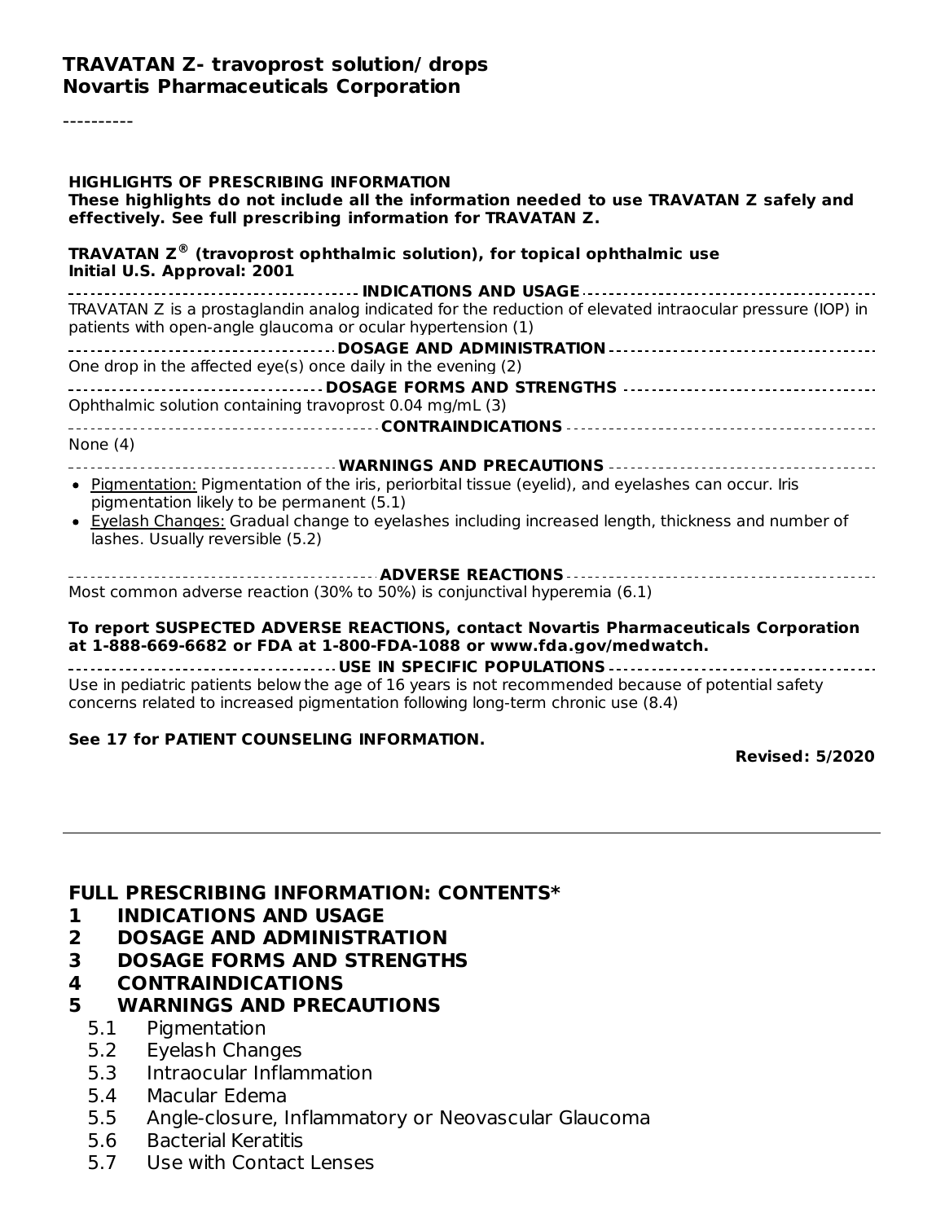**TRAVATAN Z- travoprost solution/ drops**
**Novartis Pharmaceuticals Corporation**

----------

**HIGHLIGHTS OF PRESCRIBING INFORMATION**
**These highlights do not include all the information needed to use TRAVATAN Z safely and effectively. See full prescribing information for TRAVATAN Z.**

**TRAVATAN Z® (travoprost ophthalmic solution), for topical ophthalmic use**
**Initial U.S. Approval: 2001**

**INDICATIONS AND USAGE**

TRAVATAN Z is a prostaglandin analog indicated for the reduction of elevated intraocular pressure (IOP) in patients with open-angle glaucoma or ocular hypertension (1)

**DOSAGE AND ADMINISTRATION**

One drop in the affected eye(s) once daily in the evening (2)

**DOSAGE FORMS AND STRENGTHS**

Ophthalmic solution containing travoprost 0.04 mg/mL (3)

**CONTRAINDICATIONS**

None (4)

**WARNINGS AND PRECAUTIONS**

- Pigmentation: Pigmentation of the iris, periorbital tissue (eyelid), and eyelashes can occur. Iris pigmentation likely to be permanent (5.1)
- Eyelash Changes: Gradual change to eyelashes including increased length, thickness and number of lashes. Usually reversible (5.2)

**ADVERSE REACTIONS**

Most common adverse reaction (30% to 50%) is conjunctival hyperemia (6.1)

**To report SUSPECTED ADVERSE REACTIONS, contact Novartis Pharmaceuticals Corporation at 1-888-669-6682 or FDA at 1-800-FDA-1088 or www.fda.gov/medwatch.**

**USE IN SPECIFIC POPULATIONS**

Use in pediatric patients below the age of 16 years is not recommended because of potential safety concerns related to increased pigmentation following long-term chronic use (8.4)

**See 17 for PATIENT COUNSELING INFORMATION.**

**Revised: 5/2020**

## FULL PRESCRIBING INFORMATION: CONTENTS*

**1 INDICATIONS AND USAGE**
**2 DOSAGE AND ADMINISTRATION**
**3 DOSAGE FORMS AND STRENGTHS**
**4 CONTRAINDICATIONS**
**5 WARNINGS AND PRECAUTIONS**
- 5.1 Pigmentation
- 5.2 Eyelash Changes
- 5.3 Intraocular Inflammation
- 5.4 Macular Edema
- 5.5 Angle-closure, Inflammatory or Neovascular Glaucoma
- 5.6 Bacterial Keratitis
- 5.7 Use with Contact Lenses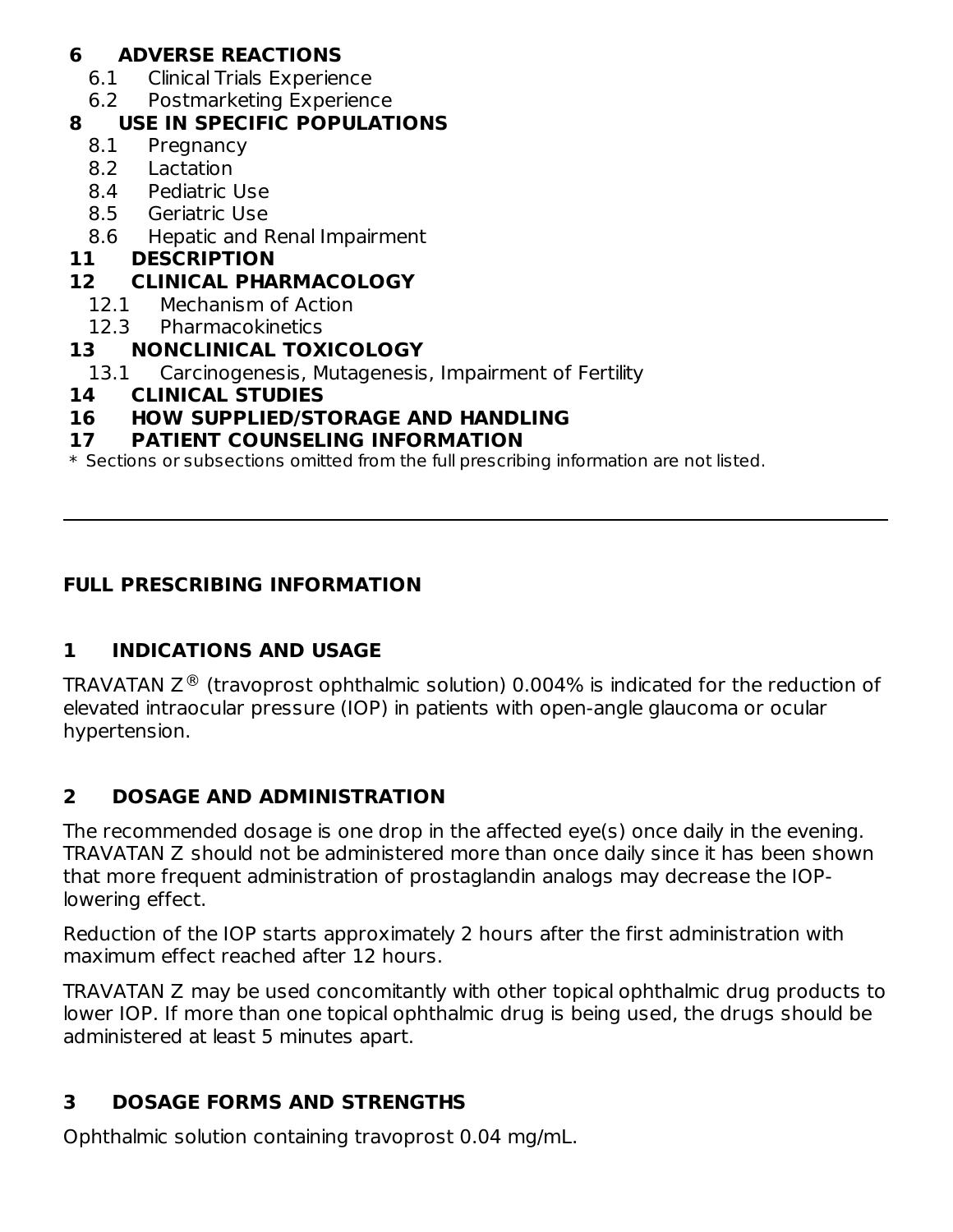**6 ADVERSE REACTIONS**
- 6.1 Clinical Trials Experience
- 6.2 Postmarketing Experience

**8 USE IN SPECIFIC POPULATIONS**
- 8.1 Pregnancy
- 8.2 Lactation
- 8.4 Pediatric Use
- 8.5 Geriatric Use
- 8.6 Hepatic and Renal Impairment

**11 DESCRIPTION**

**12 CLINICAL PHARMACOLOGY**
- 12.1 Mechanism of Action
- 12.3 Pharmacokinetics

**13 NONCLINICAL TOXICOLOGY**
- 13.1 Carcinogenesis, Mutagenesis, Impairment of Fertility

**14 CLINICAL STUDIES**

**16 HOW SUPPLIED/STORAGE AND HANDLING**

**17 PATIENT COUNSELING INFORMATION**

* Sections or subsections omitted from the full prescribing information are not listed.

---

## FULL PRESCRIBING INFORMATION

## 1 INDICATIONS AND USAGE

TRAVATAN Z® (travoprost ophthalmic solution) 0.004% is indicated for the reduction of elevated intraocular pressure (IOP) in patients with open-angle glaucoma or ocular hypertension.

## 2 DOSAGE AND ADMINISTRATION

The recommended dosage is one drop in the affected eye(s) once daily in the evening. TRAVATAN Z should not be administered more than once daily since it has been shown that more frequent administration of prostaglandin analogs may decrease the IOP-lowering effect.

Reduction of the IOP starts approximately 2 hours after the first administration with maximum effect reached after 12 hours.

TRAVATAN Z may be used concomitantly with other topical ophthalmic drug products to lower IOP. If more than one topical ophthalmic drug is being used, the drugs should be administered at least 5 minutes apart.

## 3 DOSAGE FORMS AND STRENGTHS

Ophthalmic solution containing travoprost 0.04 mg/mL.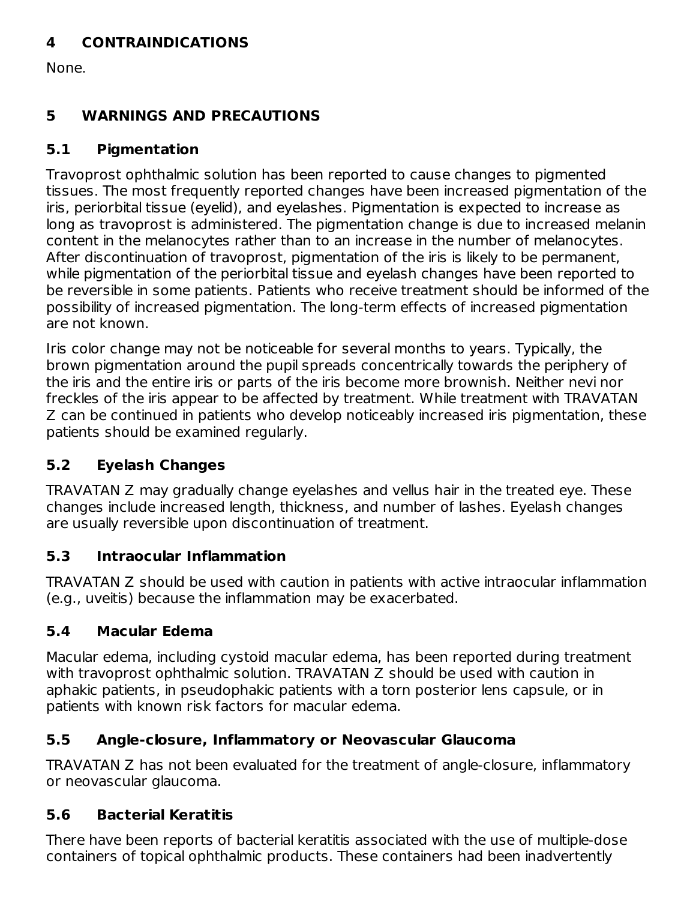## 4 CONTRAINDICATIONS

None.

## 5 WARNINGS AND PRECAUTIONS

### 5.1 Pigmentation

Travoprost ophthalmic solution has been reported to cause changes to pigmented tissues. The most frequently reported changes have been increased pigmentation of the iris, periorbital tissue (eyelid), and eyelashes. Pigmentation is expected to increase as long as travoprost is administered. The pigmentation change is due to increased melanin content in the melanocytes rather than to an increase in the number of melanocytes. After discontinuation of travoprost, pigmentation of the iris is likely to be permanent, while pigmentation of the periorbital tissue and eyelash changes have been reported to be reversible in some patients. Patients who receive treatment should be informed of the possibility of increased pigmentation. The long-term effects of increased pigmentation are not known.

Iris color change may not be noticeable for several months to years. Typically, the brown pigmentation around the pupil spreads concentrically towards the periphery of the iris and the entire iris or parts of the iris become more brownish. Neither nevi nor freckles of the iris appear to be affected by treatment. While treatment with TRAVATAN Z can be continued in patients who develop noticeably increased iris pigmentation, these patients should be examined regularly.

### 5.2 Eyelash Changes

TRAVATAN Z may gradually change eyelashes and vellus hair in the treated eye. These changes include increased length, thickness, and number of lashes. Eyelash changes are usually reversible upon discontinuation of treatment.

### 5.3 Intraocular Inflammation

TRAVATAN Z should be used with caution in patients with active intraocular inflammation (e.g., uveitis) because the inflammation may be exacerbated.

### 5.4 Macular Edema

Macular edema, including cystoid macular edema, has been reported during treatment with travoprost ophthalmic solution. TRAVATAN Z should be used with caution in aphakic patients, in pseudophakic patients with a torn posterior lens capsule, or in patients with known risk factors for macular edema.

### 5.5 Angle-closure, Inflammatory or Neovascular Glaucoma

TRAVATAN Z has not been evaluated for the treatment of angle-closure, inflammatory or neovascular glaucoma.

### 5.6 Bacterial Keratitis

There have been reports of bacterial keratitis associated with the use of multiple-dose containers of topical ophthalmic products. These containers had been inadvertently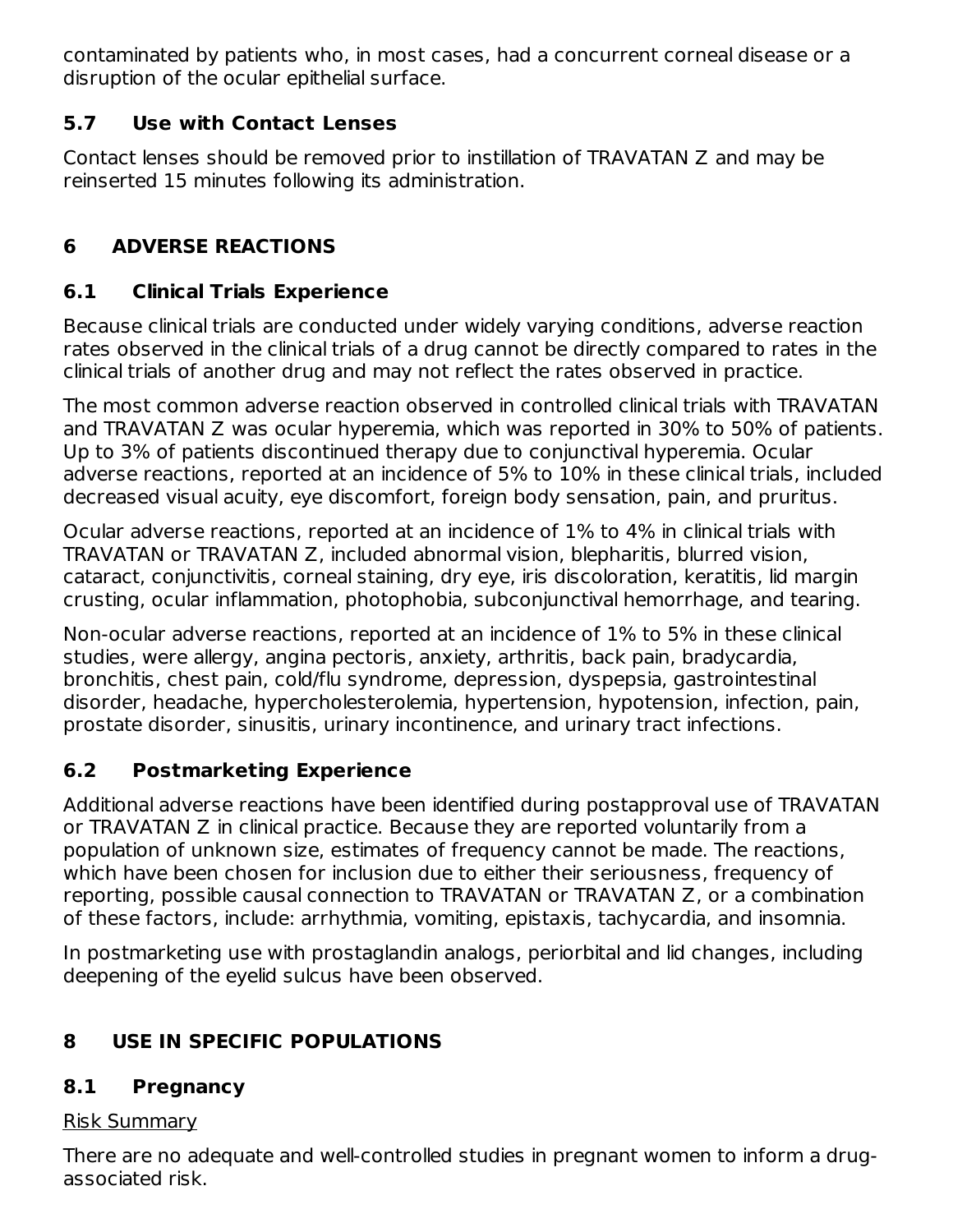contaminated by patients who, in most cases, had a concurrent corneal disease or a disruption of the ocular epithelial surface.

### 5.7 Use with Contact Lenses

Contact lenses should be removed prior to instillation of TRAVATAN Z and may be reinserted 15 minutes following its administration.

## 6 ADVERSE REACTIONS

### 6.1 Clinical Trials Experience

Because clinical trials are conducted under widely varying conditions, adverse reaction rates observed in the clinical trials of a drug cannot be directly compared to rates in the clinical trials of another drug and may not reflect the rates observed in practice.

The most common adverse reaction observed in controlled clinical trials with TRAVATAN and TRAVATAN Z was ocular hyperemia, which was reported in 30% to 50% of patients. Up to 3% of patients discontinued therapy due to conjunctival hyperemia. Ocular adverse reactions, reported at an incidence of 5% to 10% in these clinical trials, included decreased visual acuity, eye discomfort, foreign body sensation, pain, and pruritus.

Ocular adverse reactions, reported at an incidence of 1% to 4% in clinical trials with TRAVATAN or TRAVATAN Z, included abnormal vision, blepharitis, blurred vision, cataract, conjunctivitis, corneal staining, dry eye, iris discoloration, keratitis, lid margin crusting, ocular inflammation, photophobia, subconjunctival hemorrhage, and tearing.

Non-ocular adverse reactions, reported at an incidence of 1% to 5% in these clinical studies, were allergy, angina pectoris, anxiety, arthritis, back pain, bradycardia, bronchitis, chest pain, cold/flu syndrome, depression, dyspepsia, gastrointestinal disorder, headache, hypercholesterolemia, hypertension, hypotension, infection, pain, prostate disorder, sinusitis, urinary incontinence, and urinary tract infections.

### 6.2 Postmarketing Experience

Additional adverse reactions have been identified during postapproval use of TRAVATAN or TRAVATAN Z in clinical practice. Because they are reported voluntarily from a population of unknown size, estimates of frequency cannot be made. The reactions, which have been chosen for inclusion due to either their seriousness, frequency of reporting, possible causal connection to TRAVATAN or TRAVATAN Z, or a combination of these factors, include: arrhythmia, vomiting, epistaxis, tachycardia, and insomnia.

In postmarketing use with prostaglandin analogs, periorbital and lid changes, including deepening of the eyelid sulcus have been observed.

## 8 USE IN SPECIFIC POPULATIONS

### 8.1 Pregnancy

Risk Summary

There are no adequate and well-controlled studies in pregnant women to inform a drug-associated risk.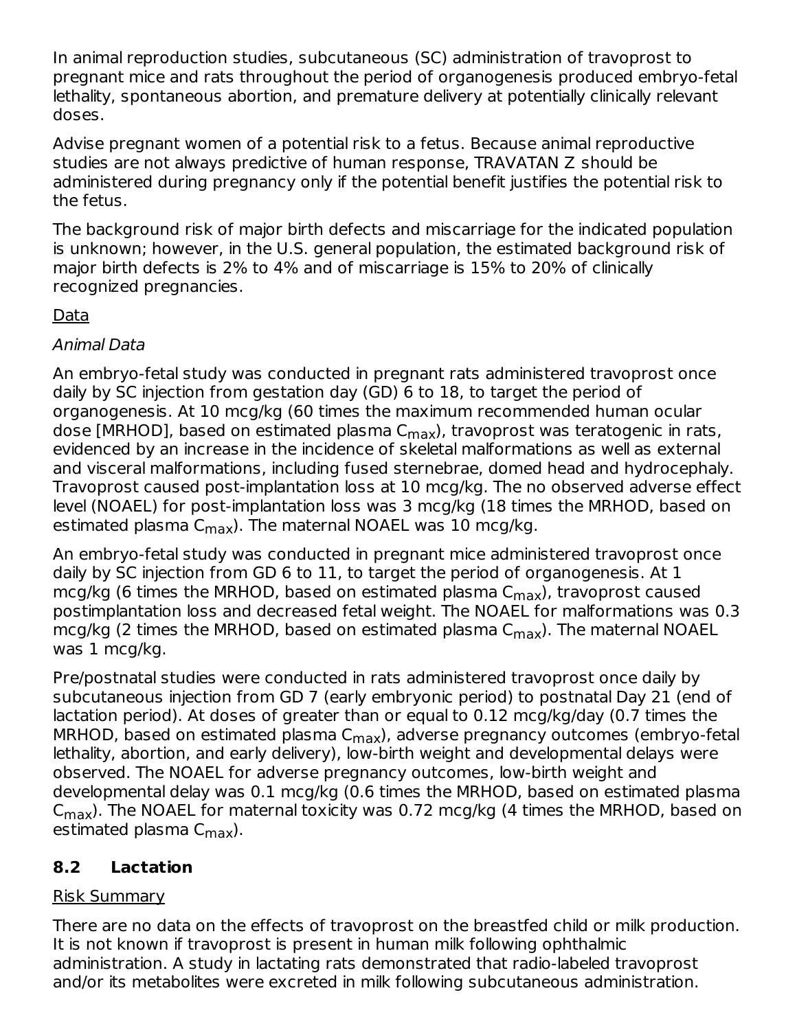In animal reproduction studies, subcutaneous (SC) administration of travoprost to pregnant mice and rats throughout the period of organogenesis produced embryo-fetal lethality, spontaneous abortion, and premature delivery at potentially clinically relevant doses.

Advise pregnant women of a potential risk to a fetus. Because animal reproductive studies are not always predictive of human response, TRAVATAN Z should be administered during pregnancy only if the potential benefit justifies the potential risk to the fetus.

The background risk of major birth defects and miscarriage for the indicated population is unknown; however, in the U.S. general population, the estimated background risk of major birth defects is 2% to 4% and of miscarriage is 15% to 20% of clinically recognized pregnancies.

Data

*Animal Data*

An embryo-fetal study was conducted in pregnant rats administered travoprost once daily by SC injection from gestation day (GD) 6 to 18, to target the period of organogenesis. At 10 mcg/kg (60 times the maximum recommended human ocular dose [MRHOD], based on estimated plasma $C_{max}$), travoprost was teratogenic in rats, evidenced by an increase in the incidence of skeletal malformations as well as external and visceral malformations, including fused sternebrae, domed head and hydrocephaly. Travoprost caused post-implantation loss at 10 mcg/kg. The no observed adverse effect level (NOAEL) for post-implantation loss was 3 mcg/kg (18 times the MRHOD, based on estimated plasma $C_{max}$). The maternal NOAEL was 10 mcg/kg.

An embryo-fetal study was conducted in pregnant mice administered travoprost once daily by SC injection from GD 6 to 11, to target the period of organogenesis. At 1 mcg/kg (6 times the MRHOD, based on estimated plasma $C_{max}$), travoprost caused postimplantation loss and decreased fetal weight. The NOAEL for malformations was 0.3 mcg/kg (2 times the MRHOD, based on estimated plasma $C_{max}$). The maternal NOAEL was 1 mcg/kg.

Pre/postnatal studies were conducted in rats administered travoprost once daily by subcutaneous injection from GD 7 (early embryonic period) to postnatal Day 21 (end of lactation period). At doses of greater than or equal to 0.12 mcg/kg/day (0.7 times the MRHOD, based on estimated plasma $C_{max}$), adverse pregnancy outcomes (embryo-fetal lethality, abortion, and early delivery), low-birth weight and developmental delays were observed. The NOAEL for adverse pregnancy outcomes, low-birth weight and developmental delay was 0.1 mcg/kg (0.6 times the MRHOD, based on estimated plasma $C_{max}$). The NOAEL for maternal toxicity was 0.72 mcg/kg (4 times the MRHOD, based on estimated plasma $C_{max}$).

## 8.2 Lactation

Risk Summary

There are no data on the effects of travoprost on the breastfed child or milk production. It is not known if travoprost is present in human milk following ophthalmic administration. A study in lactating rats demonstrated that radio-labeled travoprost and/or its metabolites were excreted in milk following subcutaneous administration.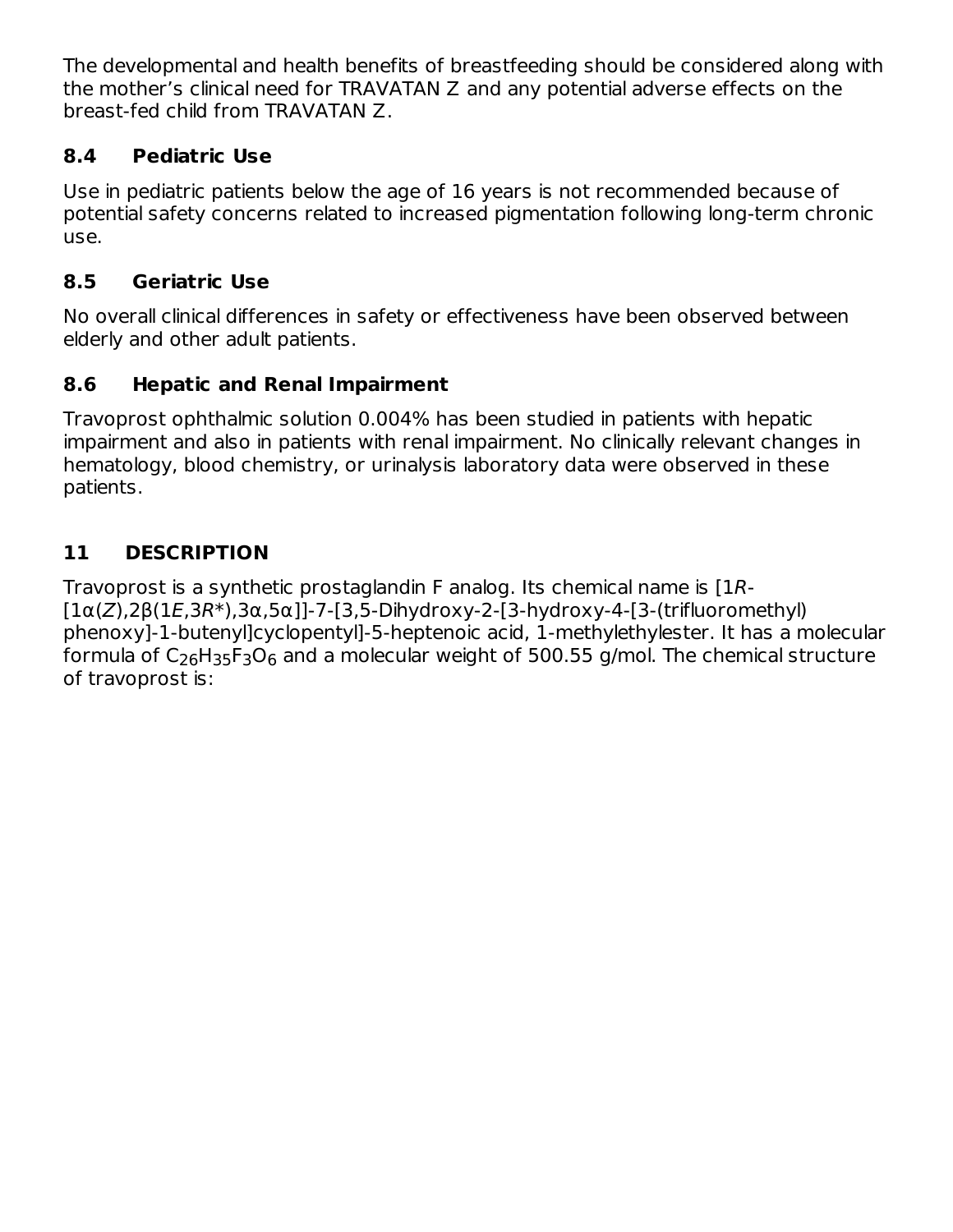The developmental and health benefits of breastfeeding should be considered along with the mother's clinical need for TRAVATAN Z and any potential adverse effects on the breast-fed child from TRAVATAN Z.

### 8.4 Pediatric Use

Use in pediatric patients below the age of 16 years is not recommended because of potential safety concerns related to increased pigmentation following long-term chronic use.

### 8.5 Geriatric Use

No overall clinical differences in safety or effectiveness have been observed between elderly and other adult patients.

### 8.6 Hepatic and Renal Impairment

Travoprost ophthalmic solution 0.004% has been studied in patients with hepatic impairment and also in patients with renal impairment. No clinically relevant changes in hematology, blood chemistry, or urinalysis laboratory data were observed in these patients.

## 11 DESCRIPTION

Travoprost is a synthetic prostaglandin F analog. Its chemical name is [1*R*-[1α(*Z*),2β(1*E*,3*R**),3α,5α]]-7-[3,5-Dihydroxy-2-[3-hydroxy-4-[3-(trifluoromethyl) phenoxy]-1-butenyl]cyclopentyl]-5-heptenoic acid, 1-methylethylester. It has a molecular formula of $C_{26}H_{35}F_3O_6$ and a molecular weight of 500.55 g/mol. The chemical structure of travoprost is: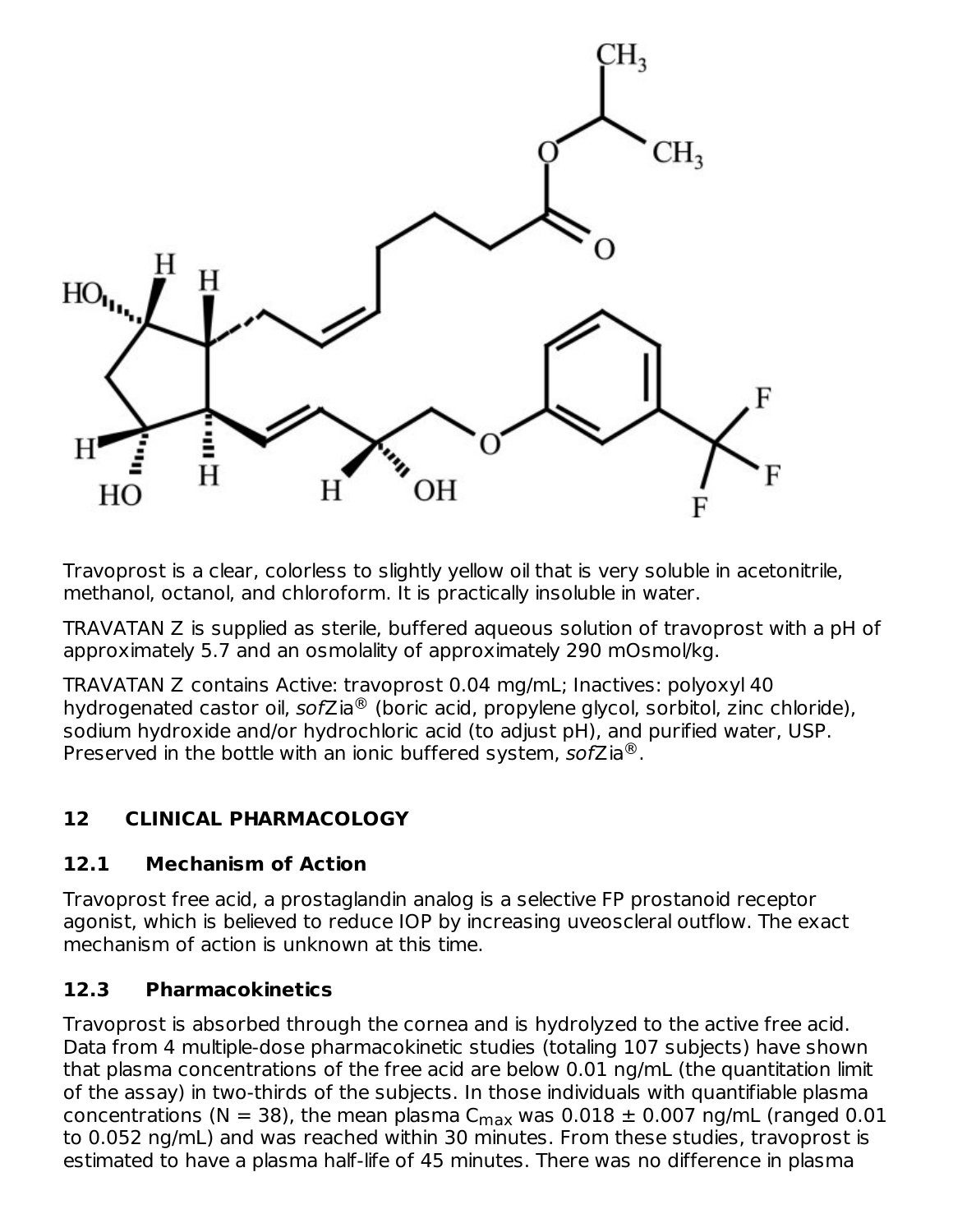Travoprost is a clear, colorless to slightly yellow oil that is very soluble in acetonitrile, methanol, octanol, and chloroform. It is practically insoluble in water.

TRAVATAN Z is supplied as sterile, buffered aqueous solution of travoprost with a pH of approximately 5.7 and an osmolality of approximately 290 mOsmol/kg.

TRAVATAN Z contains Active: travoprost 0.04 mg/mL; Inactives: polyoxyl 40 hydrogenated castor oil, *sof*Zia® (boric acid, propylene glycol, sorbitol, zinc chloride), sodium hydroxide and/or hydrochloric acid (to adjust pH), and purified water, USP. Preserved in the bottle with an ionic buffered system, *sof*Zia®.

## 12 CLINICAL PHARMACOLOGY

### 12.1 Mechanism of Action

Travoprost free acid, a prostaglandin analog is a selective FP prostanoid receptor agonist, which is believed to reduce IOP by increasing uveoscleral outflow. The exact mechanism of action is unknown at this time.

### 12.3 Pharmacokinetics

Travoprost is absorbed through the cornea and is hydrolyzed to the active free acid. Data from 4 multiple-dose pharmacokinetic studies (totaling 107 subjects) have shown that plasma concentrations of the free acid are below 0.01 ng/mL (the quantitation limit of the assay) in two-thirds of the subjects. In those individuals with quantifiable plasma concentrations (N = 38), the mean plasma $C_{max}$ was 0.018 ± 0.007 ng/mL (ranged 0.01 to 0.052 ng/mL) and was reached within 30 minutes. From these studies, travoprost is estimated to have a plasma half-life of 45 minutes. There was no difference in plasma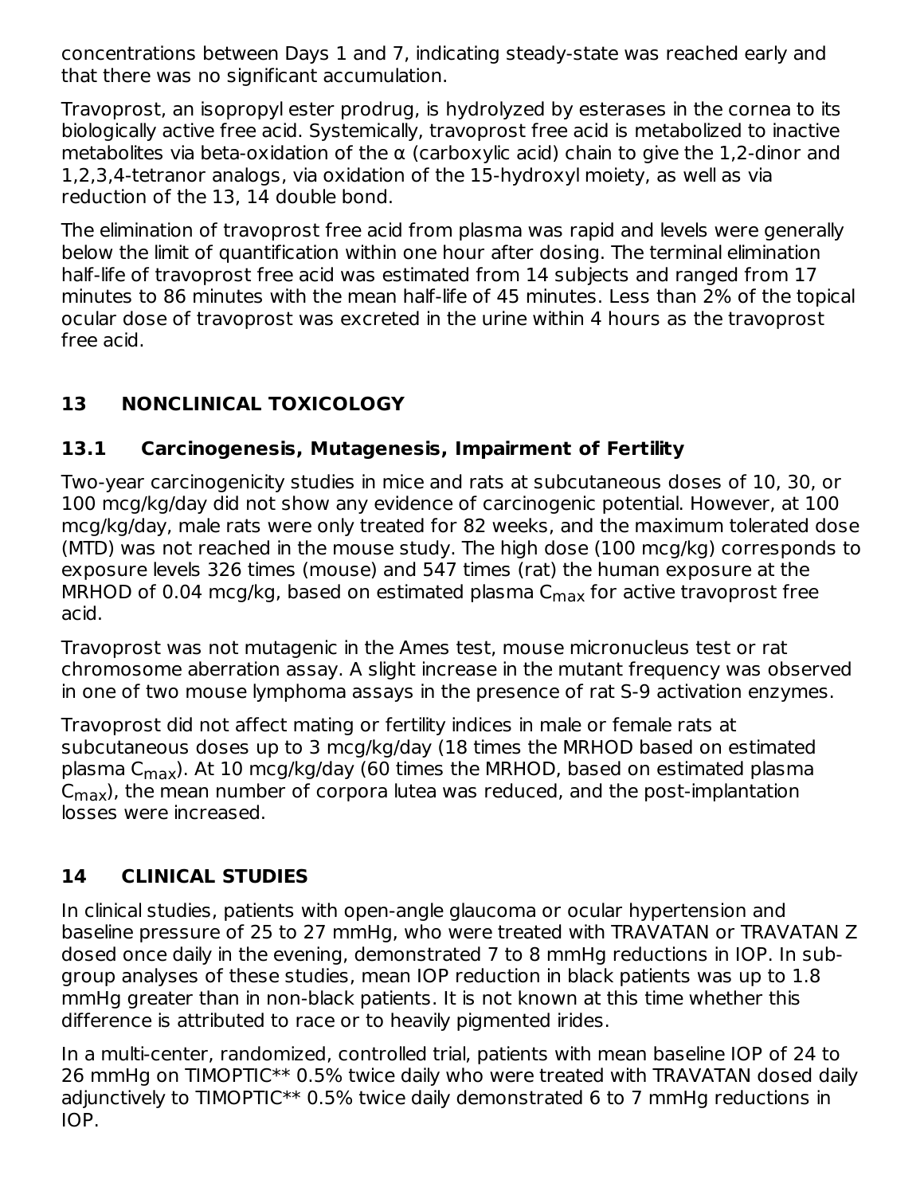concentrations between Days 1 and 7, indicating steady-state was reached early and that there was no significant accumulation.

Travoprost, an isopropyl ester prodrug, is hydrolyzed by esterases in the cornea to its biologically active free acid. Systemically, travoprost free acid is metabolized to inactive metabolites via beta-oxidation of the α (carboxylic acid) chain to give the 1,2-dinor and 1,2,3,4-tetranor analogs, via oxidation of the 15-hydroxyl moiety, as well as via reduction of the 13, 14 double bond.

The elimination of travoprost free acid from plasma was rapid and levels were generally below the limit of quantification within one hour after dosing. The terminal elimination half-life of travoprost free acid was estimated from 14 subjects and ranged from 17 minutes to 86 minutes with the mean half-life of 45 minutes. Less than 2% of the topical ocular dose of travoprost was excreted in the urine within 4 hours as the travoprost free acid.

## 13 NONCLINICAL TOXICOLOGY

### 13.1 Carcinogenesis, Mutagenesis, Impairment of Fertility

Two-year carcinogenicity studies in mice and rats at subcutaneous doses of 10, 30, or 100 mcg/kg/day did not show any evidence of carcinogenic potential. However, at 100 mcg/kg/day, male rats were only treated for 82 weeks, and the maximum tolerated dose (MTD) was not reached in the mouse study. The high dose (100 mcg/kg) corresponds to exposure levels 326 times (mouse) and 547 times (rat) the human exposure at the MRHOD of 0.04 mcg/kg, based on estimated plasma $C_{max}$ for active travoprost free acid.

Travoprost was not mutagenic in the Ames test, mouse micronucleus test or rat chromosome aberration assay. A slight increase in the mutant frequency was observed in one of two mouse lymphoma assays in the presence of rat S-9 activation enzymes.

Travoprost did not affect mating or fertility indices in male or female rats at subcutaneous doses up to 3 mcg/kg/day (18 times the MRHOD based on estimated plasma $C_{max}$). At 10 mcg/kg/day (60 times the MRHOD, based on estimated plasma $C_{max}$), the mean number of corpora lutea was reduced, and the post-implantation losses were increased.

## 14 CLINICAL STUDIES

In clinical studies, patients with open-angle glaucoma or ocular hypertension and baseline pressure of 25 to 27 mmHg, who were treated with TRAVATAN or TRAVATAN Z dosed once daily in the evening, demonstrated 7 to 8 mmHg reductions in IOP. In sub-group analyses of these studies, mean IOP reduction in black patients was up to 1.8 mmHg greater than in non-black patients. It is not known at this time whether this difference is attributed to race or to heavily pigmented irides.

In a multi-center, randomized, controlled trial, patients with mean baseline IOP of 24 to 26 mmHg on TIMOPTIC** 0.5% twice daily who were treated with TRAVATAN dosed daily adjunctively to TIMOPTIC** 0.5% twice daily demonstrated 6 to 7 mmHg reductions in IOP.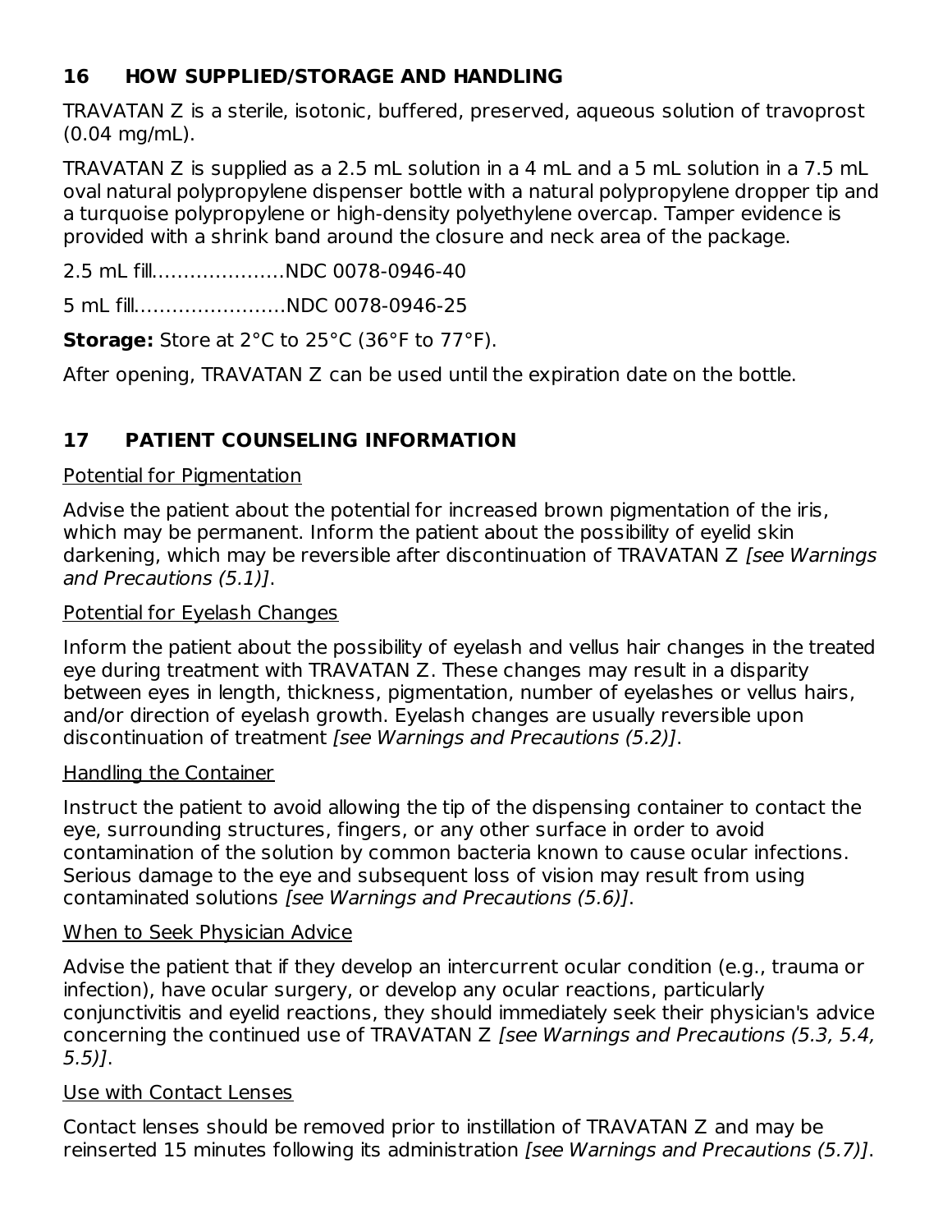## 16 HOW SUPPLIED/STORAGE AND HANDLING

TRAVATAN Z is a sterile, isotonic, buffered, preserved, aqueous solution of travoprost (0.04 mg/mL).

TRAVATAN Z is supplied as a 2.5 mL solution in a 4 mL and a 5 mL solution in a 7.5 mL oval natural polypropylene dispenser bottle with a natural polypropylene dropper tip and a turquoise polypropylene or high-density polyethylene overcap. Tamper evidence is provided with a shrink band around the closure and neck area of the package.

2.5 mL fill......................NDC 0078-0946-40

5 mL fill.........................NDC 0078-0946-25

**Storage:** Store at 2°C to 25°C (36°F to 77°F).

After opening, TRAVATAN Z can be used until the expiration date on the bottle.

## 17 PATIENT COUNSELING INFORMATION

Potential for Pigmentation

Advise the patient about the potential for increased brown pigmentation of the iris, which may be permanent. Inform the patient about the possibility of eyelid skin darkening, which may be reversible after discontinuation of TRAVATAN Z *[see Warnings and Precautions (5.1)]*.

Potential for Eyelash Changes

Inform the patient about the possibility of eyelash and vellus hair changes in the treated eye during treatment with TRAVATAN Z. These changes may result in a disparity between eyes in length, thickness, pigmentation, number of eyelashes or vellus hairs, and/or direction of eyelash growth. Eyelash changes are usually reversible upon discontinuation of treatment *[see Warnings and Precautions (5.2)]*.

Handling the Container

Instruct the patient to avoid allowing the tip of the dispensing container to contact the eye, surrounding structures, fingers, or any other surface in order to avoid contamination of the solution by common bacteria known to cause ocular infections. Serious damage to the eye and subsequent loss of vision may result from using contaminated solutions *[see Warnings and Precautions (5.6)]*.

When to Seek Physician Advice

Advise the patient that if they develop an intercurrent ocular condition (e.g., trauma or infection), have ocular surgery, or develop any ocular reactions, particularly conjunctivitis and eyelid reactions, they should immediately seek their physician's advice concerning the continued use of TRAVATAN Z *[see Warnings and Precautions (5.3, 5.4, 5.5)]*.

Use with Contact Lenses

Contact lenses should be removed prior to instillation of TRAVATAN Z and may be reinserted 15 minutes following its administration *[see Warnings and Precautions (5.7)]*.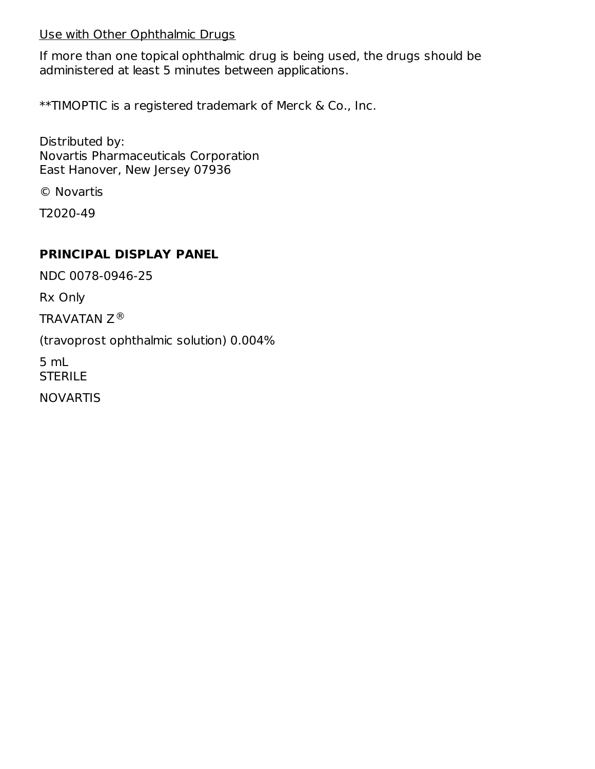Use with Other Ophthalmic Drugs

If more than one topical ophthalmic drug is being used, the drugs should be administered at least 5 minutes between applications.

**TIMOPTIC is a registered trademark of Merck & Co., Inc.

Distributed by:
Novartis Pharmaceuticals Corporation
East Hanover, New Jersey 07936

© Novartis

T2020-49

**PRINCIPAL DISPLAY PANEL**

NDC 0078-0946-25

Rx Only

TRAVATAN Z®

(travoprost ophthalmic solution) 0.004%

5 mL
STERILE

NOVARTIS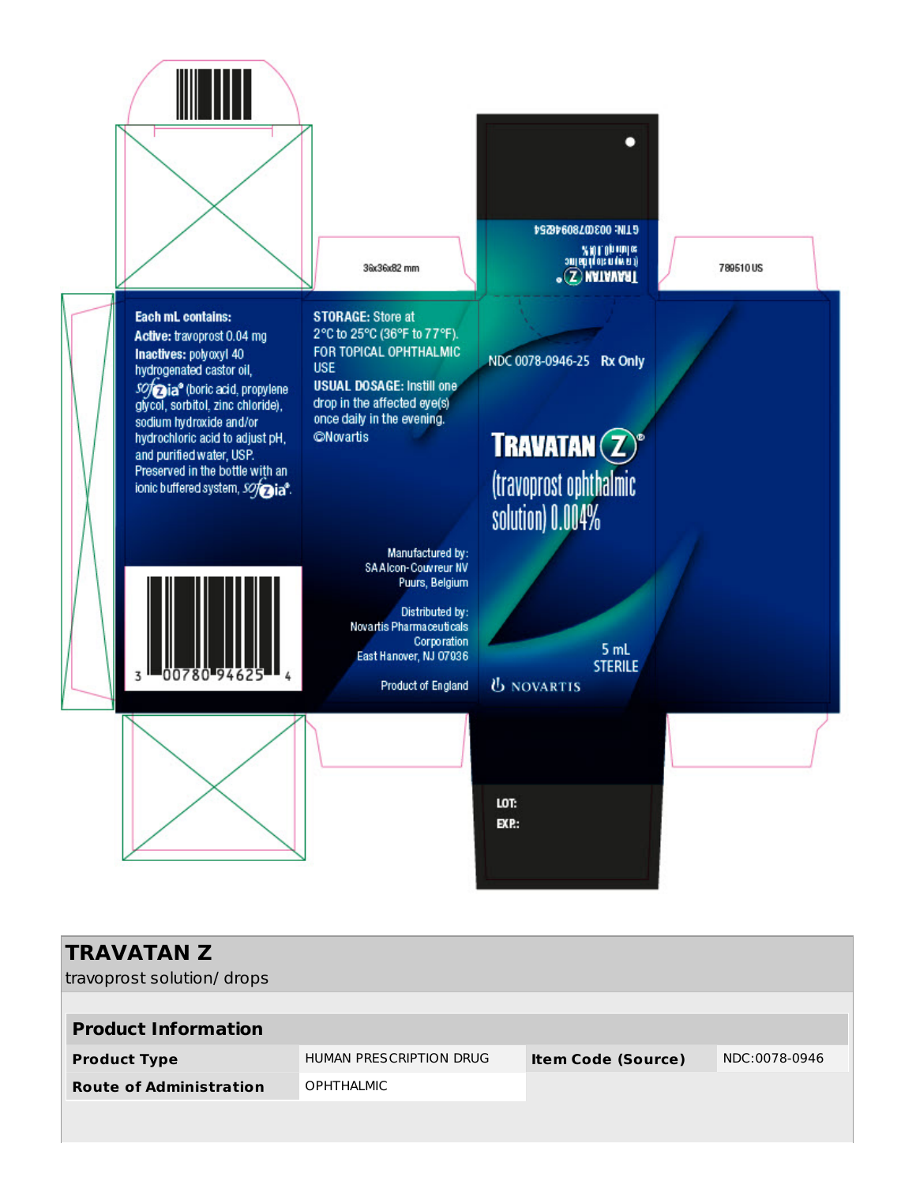36x36x82 mm

789510 US

GTIN: 00300780946254

TRAVATAN Z

(travoprost ophthalmic solution) 0.004%

**Each mL contains:**
**Active:** travoprost 0.04 mg
**Inactives:** polyoxyl 40 hydrogenated castor oil, sofZia® (boric acid, propylene glycol, sorbitol, zinc chloride), sodium hydroxide and/or hydrochloric acid to adjust pH, and purified water, USP.
Preserved in the bottle with an ionic buffered system, sofZia®.

3 00780 94625 4

**STORAGE:** Store at 2°C to 25°C (36°F to 77°F).
FOR TOPICAL OPHTHALMIC USE
**USUAL DOSAGE:** Instill one drop in the affected eye(s) once daily in the evening.
©Novartis

Manufactured by:
SA Alcon-Couvreur NV
Puurs, Belgium

Distributed by:
Novartis Pharmaceuticals Corporation
East Hanover, NJ 07936

Product of England

NDC 0078-0946-25 Rx Only

**TRAVATAN Z®**
(travoprost ophthalmic solution) 0.004%

5 mL
STERILE

NOVARTIS

LOT:
EXP.:

## TRAVATAN Z

travoprost solution/ drops

| **Product Information** | | | |
|---|---|---|---|
| **Product Type** | HUMAN PRESCRIPTION DRUG | **Item Code (Source)** | NDC:0078-0946 |
| **Route of Administration** | OPHTHALMIC | | |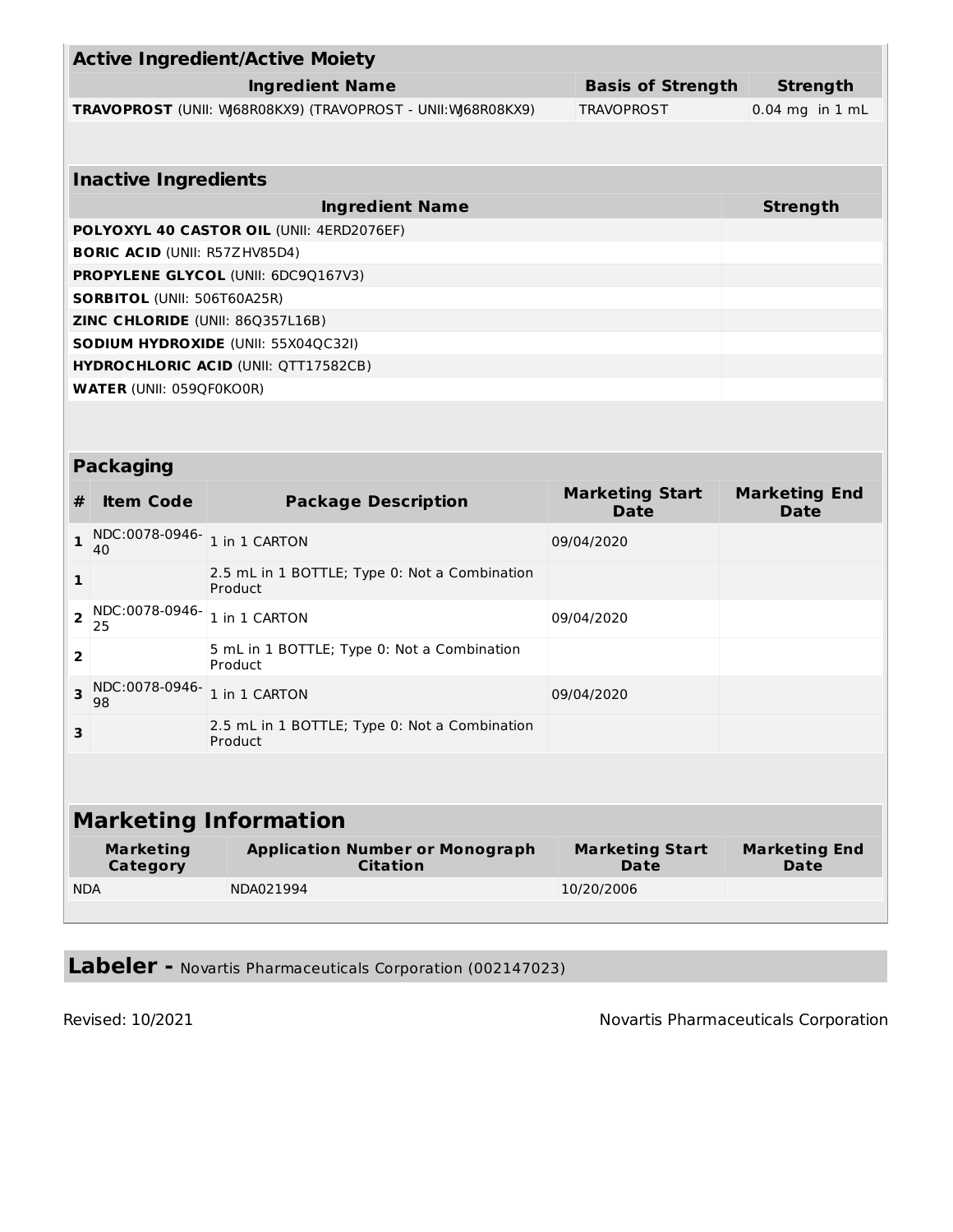| Active Ingredient/Active Moiety | | |
|---|---|---|
| **Ingredient Name** | **Basis of Strength** | **Strength** |
| **TRAVOPROST** (UNII: WJ68R08KX9) (TRAVOPROST - UNII:WJ68R08KX9) | TRAVOPROST | 0.04 mg in 1 mL |

| Inactive Ingredients | |
|---|---|
| **Ingredient Name** | **Strength** |
| **POLYOXYL 40 CASTOR OIL** (UNII: 4ERD2076EF) | |
| **BORIC ACID** (UNII: R57ZHV85D4) | |
| **PROPYLENE GLYCOL** (UNII: 6DC9Q167V3) | |
| **SORBITOL** (UNII: 506T60A25R) | |
| **ZINC CHLORIDE** (UNII: 86Q357L16B) | |
| **SODIUM HYDROXIDE** (UNII: 55X04QC32I) | |
| **HYDROCHLORIC ACID** (UNII: QTT17582CB) | |
| **WATER** (UNII: 059QF0KO0R) | |

| Packaging | | | | |
|---|---|---|---|---|
| **#** | **Item Code** | **Package Description** | **Marketing Start Date** | **Marketing End Date** |
| 1 | NDC:0078-0946-40 | 1 in 1 CARTON | 09/04/2020 | |
| 1 | | 2.5 mL in 1 BOTTLE; Type 0: Not a Combination Product | | |
| 2 | NDC:0078-0946-25 | 1 in 1 CARTON | 09/04/2020 | |
| 2 | | 5 mL in 1 BOTTLE; Type 0: Not a Combination Product | | |
| 3 | NDC:0078-0946-98 | 1 in 1 CARTON | 09/04/2020 | |
| 3 | | 2.5 mL in 1 BOTTLE; Type 0: Not a Combination Product | | |

| Marketing Information | | | |
|---|---|---|---|
| **Marketing Category** | **Application Number or Monograph Citation** | **Marketing Start Date** | **Marketing End Date** |
| NDA | NDA021994 | 10/20/2006 | |

## Labeler - Novartis Pharmaceuticals Corporation (002147023)

Revised: 10/2021

Novartis Pharmaceuticals Corporation